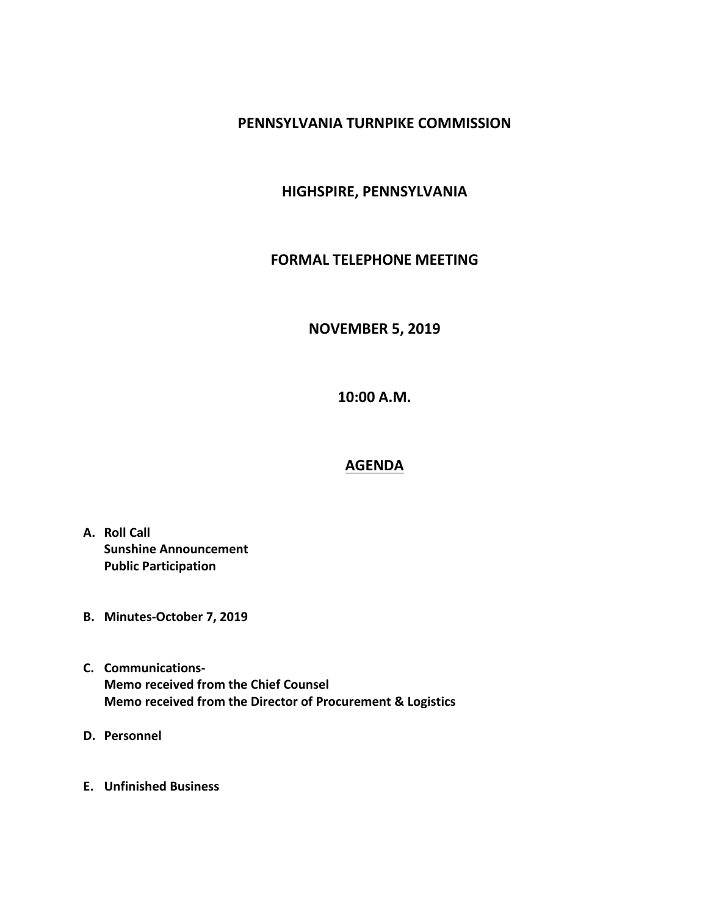# PENNSYLVANIA TURNPIKE COMMISSION

## HIGHSPIRE, PENNSYLVANIA

## FORMAL TELEPHONE MEETING

## NOVEMBER 5, 2019

## 10:00 A.M.

## AGENDA

**A. Roll Call**
**Sunshine Announcement**
**Public Participation**

**B. Minutes-October 7, 2019**

**C. Communications-**
**Memo received from the Chief Counsel**
**Memo received from the Director of Procurement & Logistics**

**D. Personnel**

**E. Unfinished Business**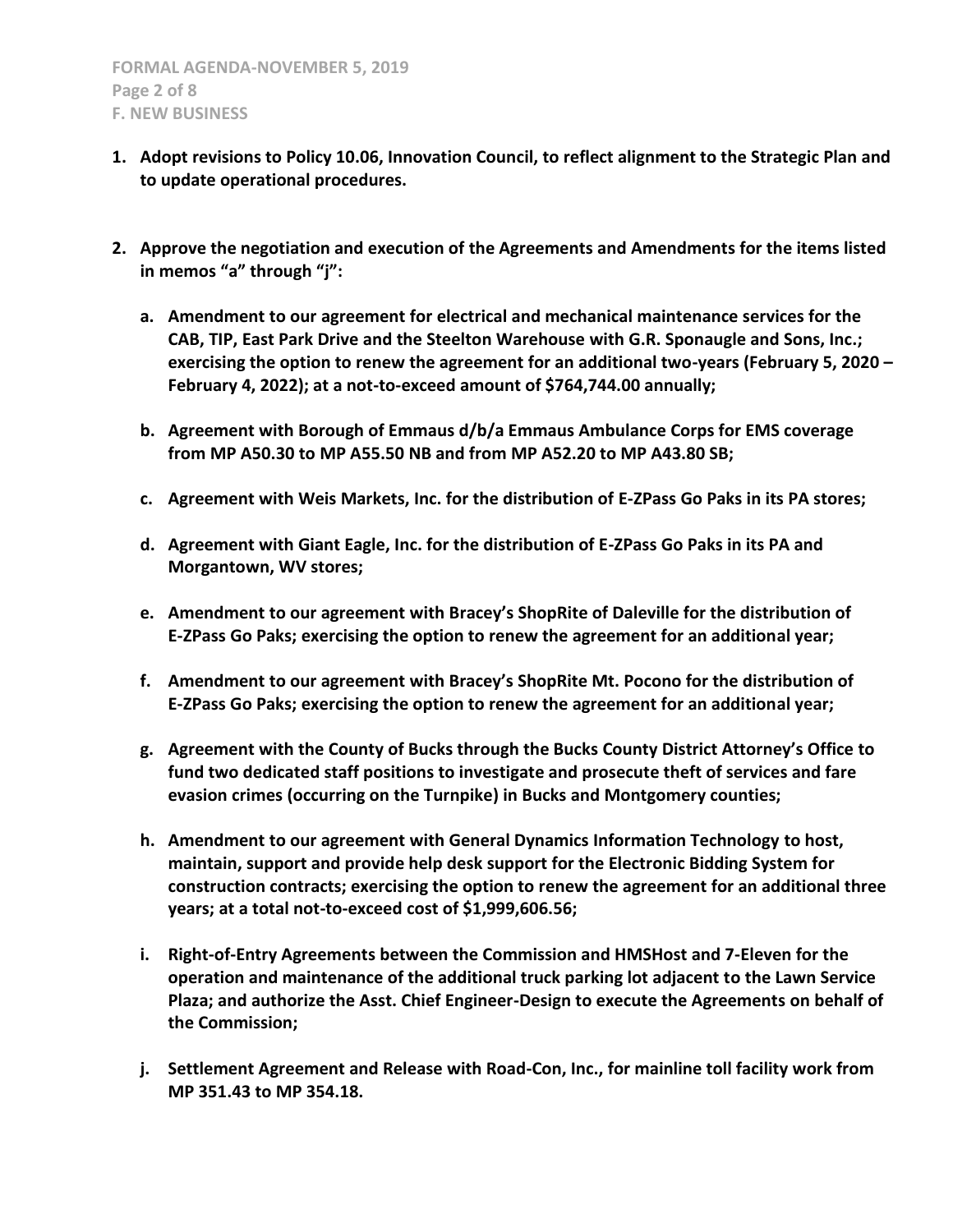**F. NEW BUSINESS**

1. **Adopt revisions to Policy 10.06, Innovation Council, to reflect alignment to the Strategic Plan and to update operational procedures.**

2. **Approve the negotiation and execution of the Agreements and Amendments for the items listed in memos "a" through "j":**

   a. **Amendment to our agreement for electrical and mechanical maintenance services for the CAB, TIP, East Park Drive and the Steelton Warehouse with G.R. Sponaugle and Sons, Inc.; exercising the option to renew the agreement for an additional two-years (February 5, 2020 – February 4, 2022); at a not-to-exceed amount of $764,744.00 annually;**

   b. **Agreement with Borough of Emmaus d/b/a Emmaus Ambulance Corps for EMS coverage from MP A50.30 to MP A55.50 NB and from MP A52.20 to MP A43.80 SB;**

   c. **Agreement with Weis Markets, Inc. for the distribution of E-ZPass Go Paks in its PA stores;**

   d. **Agreement with Giant Eagle, Inc. for the distribution of E-ZPass Go Paks in its PA and Morgantown, WV stores;**

   e. **Amendment to our agreement with Bracey's ShopRite of Daleville for the distribution of E-ZPass Go Paks; exercising the option to renew the agreement for an additional year;**

   f. **Amendment to our agreement with Bracey's ShopRite Mt. Pocono for the distribution of E-ZPass Go Paks; exercising the option to renew the agreement for an additional year;**

   g. **Agreement with the County of Bucks through the Bucks County District Attorney's Office to fund two dedicated staff positions to investigate and prosecute theft of services and fare evasion crimes (occurring on the Turnpike) in Bucks and Montgomery counties;**

   h. **Amendment to our agreement with General Dynamics Information Technology to host, maintain, support and provide help desk support for the Electronic Bidding System for construction contracts; exercising the option to renew the agreement for an additional three years; at a total not-to-exceed cost of $1,999,606.56;**

   i. **Right-of-Entry Agreements between the Commission and HMSHost and 7-Eleven for the operation and maintenance of the additional truck parking lot adjacent to the Lawn Service Plaza; and authorize the Asst. Chief Engineer-Design to execute the Agreements on behalf of the Commission;**

   j. **Settlement Agreement and Release with Road-Con, Inc., for mainline toll facility work from MP 351.43 to MP 354.18.**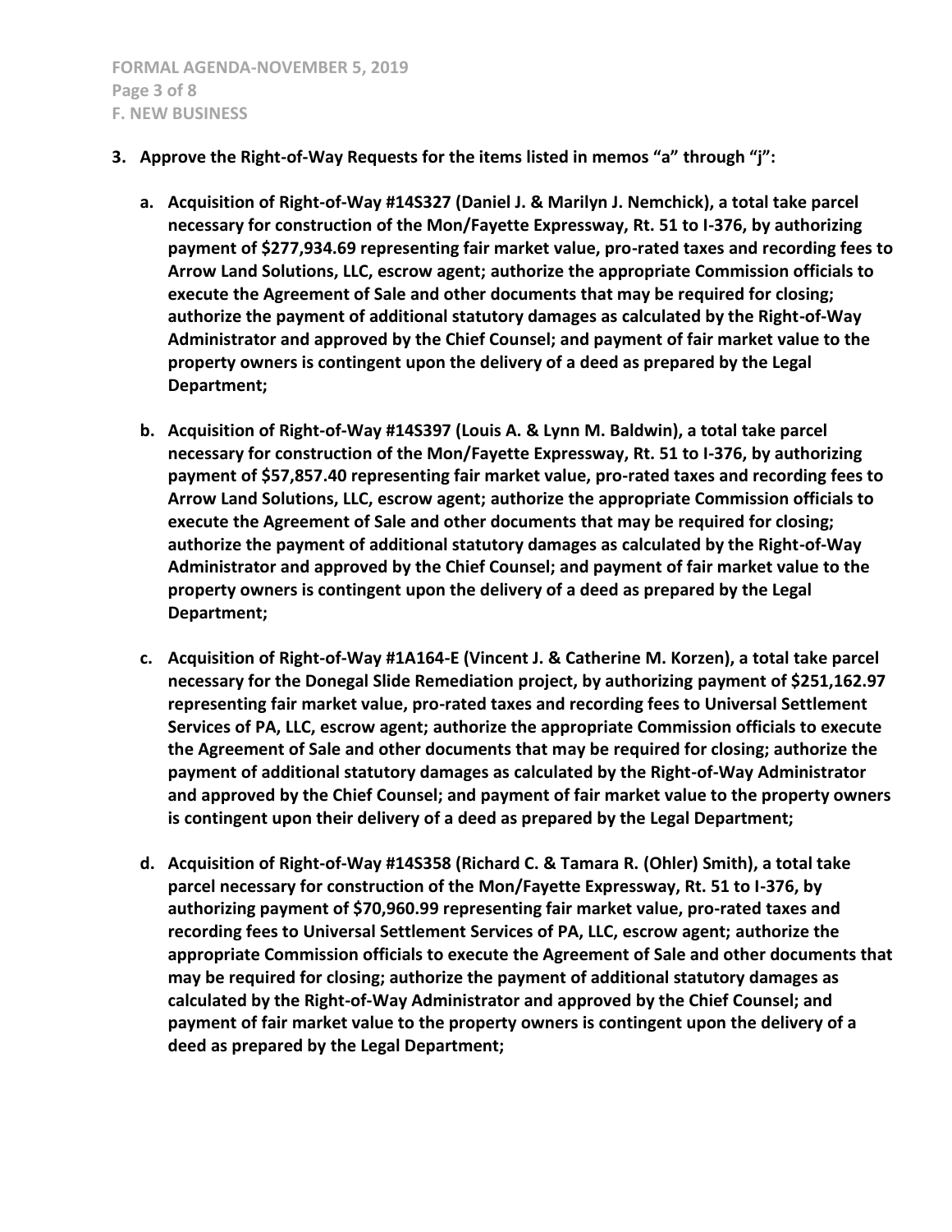**3. Approve the Right-of-Way Requests for the items listed in memos "a" through "j":**

**a. Acquisition of Right-of-Way #14S327 (Daniel J. & Marilyn J. Nemchick), a total take parcel necessary for construction of the Mon/Fayette Expressway, Rt. 51 to I-376, by authorizing payment of $277,934.69 representing fair market value, pro-rated taxes and recording fees to Arrow Land Solutions, LLC, escrow agent; authorize the appropriate Commission officials to execute the Agreement of Sale and other documents that may be required for closing; authorize the payment of additional statutory damages as calculated by the Right-of-Way Administrator and approved by the Chief Counsel; and payment of fair market value to the property owners is contingent upon the delivery of a deed as prepared by the Legal Department;**

**b. Acquisition of Right-of-Way #14S397 (Louis A. & Lynn M. Baldwin), a total take parcel necessary for construction of the Mon/Fayette Expressway, Rt. 51 to I-376, by authorizing payment of $57,857.40 representing fair market value, pro-rated taxes and recording fees to Arrow Land Solutions, LLC, escrow agent; authorize the appropriate Commission officials to execute the Agreement of Sale and other documents that may be required for closing; authorize the payment of additional statutory damages as calculated by the Right-of-Way Administrator and approved by the Chief Counsel; and payment of fair market value to the property owners is contingent upon the delivery of a deed as prepared by the Legal Department;**

**c. Acquisition of Right-of-Way #1A164-E (Vincent J. & Catherine M. Korzen), a total take parcel necessary for the Donegal Slide Remediation project, by authorizing payment of $251,162.97 representing fair market value, pro-rated taxes and recording fees to Universal Settlement Services of PA, LLC, escrow agent; authorize the appropriate Commission officials to execute the Agreement of Sale and other documents that may be required for closing; authorize the payment of additional statutory damages as calculated by the Right-of-Way Administrator and approved by the Chief Counsel; and payment of fair market value to the property owners is contingent upon their delivery of a deed as prepared by the Legal Department;**

**d. Acquisition of Right-of-Way #14S358 (Richard C. & Tamara R. (Ohler) Smith), a total take parcel necessary for construction of the Mon/Fayette Expressway, Rt. 51 to I-376, by authorizing payment of $70,960.99 representing fair market value, pro-rated taxes and recording fees to Universal Settlement Services of PA, LLC, escrow agent; authorize the appropriate Commission officials to execute the Agreement of Sale and other documents that may be required for closing; authorize the payment of additional statutory damages as calculated by the Right-of-Way Administrator and approved by the Chief Counsel; and payment of fair market value to the property owners is contingent upon the delivery of a deed as prepared by the Legal Department;**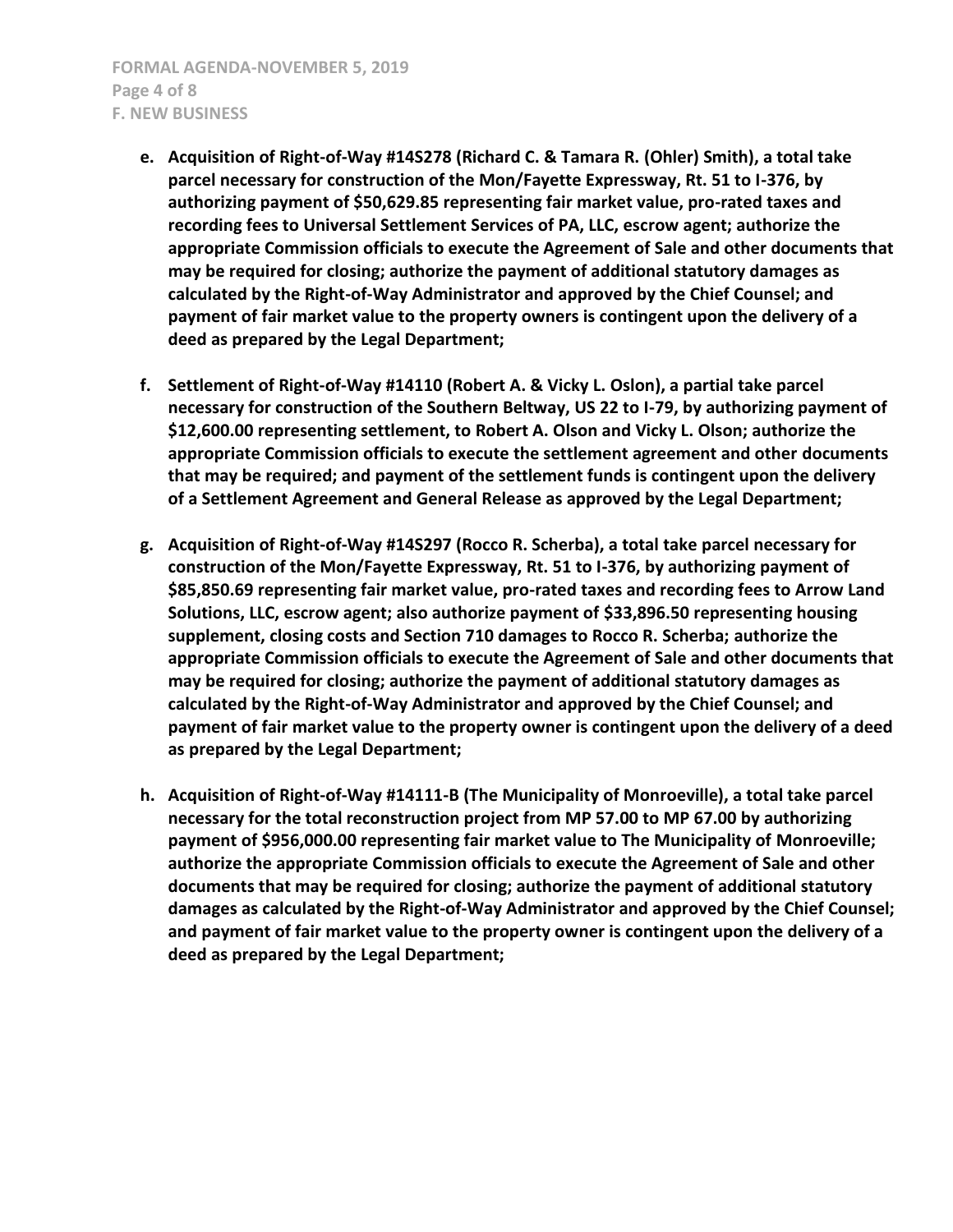- **e. Acquisition of Right-of-Way #14S278 (Richard C. & Tamara R. (Ohler) Smith), a total take parcel necessary for construction of the Mon/Fayette Expressway, Rt. 51 to I-376, by authorizing payment of $50,629.85 representing fair market value, pro-rated taxes and recording fees to Universal Settlement Services of PA, LLC, escrow agent; authorize the appropriate Commission officials to execute the Agreement of Sale and other documents that may be required for closing; authorize the payment of additional statutory damages as calculated by the Right-of-Way Administrator and approved by the Chief Counsel; and payment of fair market value to the property owners is contingent upon the delivery of a deed as prepared by the Legal Department;**

- **f. Settlement of Right-of-Way #14110 (Robert A. & Vicky L. Oslon), a partial take parcel necessary for construction of the Southern Beltway, US 22 to I-79, by authorizing payment of $12,600.00 representing settlement, to Robert A. Olson and Vicky L. Olson; authorize the appropriate Commission officials to execute the settlement agreement and other documents that may be required; and payment of the settlement funds is contingent upon the delivery of a Settlement Agreement and General Release as approved by the Legal Department;**

- **g. Acquisition of Right-of-Way #14S297 (Rocco R. Scherba), a total take parcel necessary for construction of the Mon/Fayette Expressway, Rt. 51 to I-376, by authorizing payment of $85,850.69 representing fair market value, pro-rated taxes and recording fees to Arrow Land Solutions, LLC, escrow agent; also authorize payment of $33,896.50 representing housing supplement, closing costs and Section 710 damages to Rocco R. Scherba; authorize the appropriate Commission officials to execute the Agreement of Sale and other documents that may be required for closing; authorize the payment of additional statutory damages as calculated by the Right-of-Way Administrator and approved by the Chief Counsel; and payment of fair market value to the property owner is contingent upon the delivery of a deed as prepared by the Legal Department;**

- **h. Acquisition of Right-of-Way #14111-B (The Municipality of Monroeville), a total take parcel necessary for the total reconstruction project from MP 57.00 to MP 67.00 by authorizing payment of $956,000.00 representing fair market value to The Municipality of Monroeville; authorize the appropriate Commission officials to execute the Agreement of Sale and other documents that may be required for closing; authorize the payment of additional statutory damages as calculated by the Right-of-Way Administrator and approved by the Chief Counsel; and payment of fair market value to the property owner is contingent upon the delivery of a deed as prepared by the Legal Department;**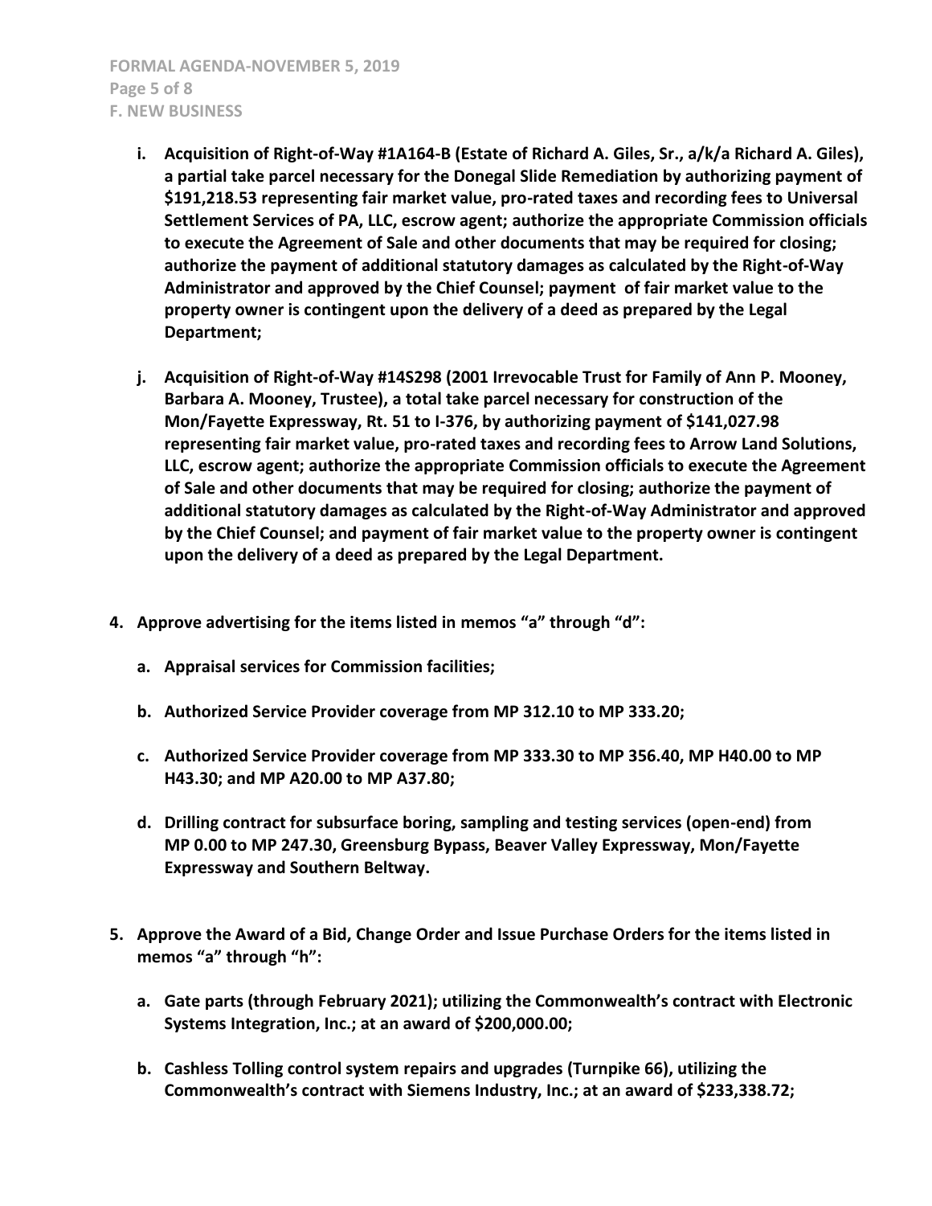- **i. Acquisition of Right-of-Way #1A164-B (Estate of Richard A. Giles, Sr., a/k/a Richard A. Giles), a partial take parcel necessary for the Donegal Slide Remediation by authorizing payment of $191,218.53 representing fair market value, pro-rated taxes and recording fees to Universal Settlement Services of PA, LLC, escrow agent; authorize the appropriate Commission officials to execute the Agreement of Sale and other documents that may be required for closing; authorize the payment of additional statutory damages as calculated by the Right-of-Way Administrator and approved by the Chief Counsel; payment of fair market value to the property owner is contingent upon the delivery of a deed as prepared by the Legal Department;**

- **j. Acquisition of Right-of-Way #14S298 (2001 Irrevocable Trust for Family of Ann P. Mooney, Barbara A. Mooney, Trustee), a total take parcel necessary for construction of the Mon/Fayette Expressway, Rt. 51 to I-376, by authorizing payment of $141,027.98 representing fair market value, pro-rated taxes and recording fees to Arrow Land Solutions, LLC, escrow agent; authorize the appropriate Commission officials to execute the Agreement of Sale and other documents that may be required for closing; authorize the payment of additional statutory damages as calculated by the Right-of-Way Administrator and approved by the Chief Counsel; and payment of fair market value to the property owner is contingent upon the delivery of a deed as prepared by the Legal Department.**

**4. Approve advertising for the items listed in memos "a" through "d":**

- **a. Appraisal services for Commission facilities;**
- **b. Authorized Service Provider coverage from MP 312.10 to MP 333.20;**
- **c. Authorized Service Provider coverage from MP 333.30 to MP 356.40, MP H40.00 to MP H43.30; and MP A20.00 to MP A37.80;**
- **d. Drilling contract for subsurface boring, sampling and testing services (open-end) from MP 0.00 to MP 247.30, Greensburg Bypass, Beaver Valley Expressway, Mon/Fayette Expressway and Southern Beltway.**

**5. Approve the Award of a Bid, Change Order and Issue Purchase Orders for the items listed in memos "a" through "h":**

- **a. Gate parts (through February 2021); utilizing the Commonwealth's contract with Electronic Systems Integration, Inc.; at an award of $200,000.00;**
- **b. Cashless Tolling control system repairs and upgrades (Turnpike 66), utilizing the Commonwealth's contract with Siemens Industry, Inc.; at an award of $233,338.72;**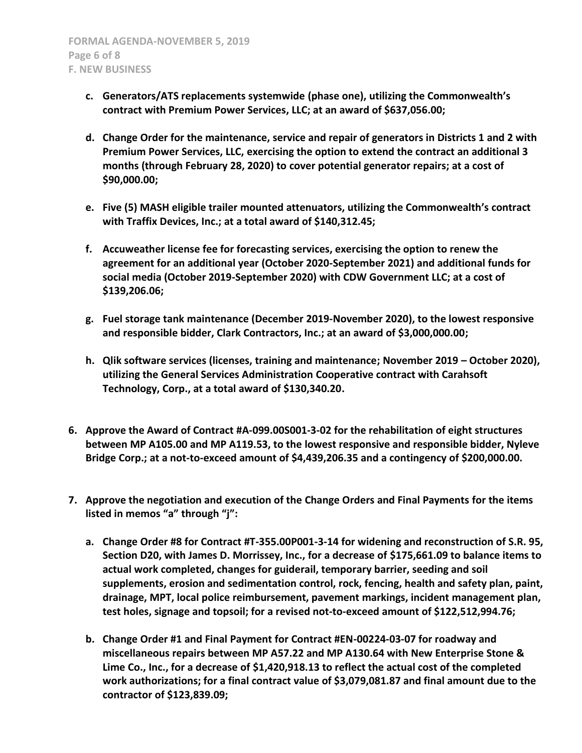**c. Generators/ATS replacements systemwide (phase one), utilizing the Commonwealth's contract with Premium Power Services, LLC; at an award of $637,056.00;**

**d. Change Order for the maintenance, service and repair of generators in Districts 1 and 2 with Premium Power Services, LLC, exercising the option to extend the contract an additional 3 months (through February 28, 2020) to cover potential generator repairs; at a cost of $90,000.00;**

**e. Five (5) MASH eligible trailer mounted attenuators, utilizing the Commonwealth's contract with Traffix Devices, Inc.; at a total award of $140,312.45;**

**f. Accuweather license fee for forecasting services, exercising the option to renew the agreement for an additional year (October 2020-September 2021) and additional funds for social media (October 2019-September 2020) with CDW Government LLC; at a cost of $139,206.06;**

**g. Fuel storage tank maintenance (December 2019-November 2020), to the lowest responsive and responsible bidder, Clark Contractors, Inc.; at an award of $3,000,000.00;**

**h. Qlik software services (licenses, training and maintenance; November 2019 – October 2020), utilizing the General Services Administration Cooperative contract with Carahsoft Technology, Corp., at a total award of $130,340.20.**

**6. Approve the Award of Contract #A-099.00S001-3-02 for the rehabilitation of eight structures between MP A105.00 and MP A119.53, to the lowest responsive and responsible bidder, Nyleve Bridge Corp.; at a not-to-exceed amount of $4,439,206.35 and a contingency of $200,000.00.**

**7. Approve the negotiation and execution of the Change Orders and Final Payments for the items listed in memos "a" through "j":**

**a. Change Order #8 for Contract #T-355.00P001-3-14 for widening and reconstruction of S.R. 95, Section D20, with James D. Morrissey, Inc., for a decrease of $175,661.09 to balance items to actual work completed, changes for guiderail, temporary barrier, seeding and soil supplements, erosion and sedimentation control, rock, fencing, health and safety plan, paint, drainage, MPT, local police reimbursement, pavement markings, incident management plan, test holes, signage and topsoil; for a revised not-to-exceed amount of $122,512,994.76;**

**b. Change Order #1 and Final Payment for Contract #EN-00224-03-07 for roadway and miscellaneous repairs between MP A57.22 and MP A130.64 with New Enterprise Stone & Lime Co., Inc., for a decrease of $1,420,918.13 to reflect the actual cost of the completed work authorizations; for a final contract value of $3,079,081.87 and final amount due to the contractor of $123,839.09;**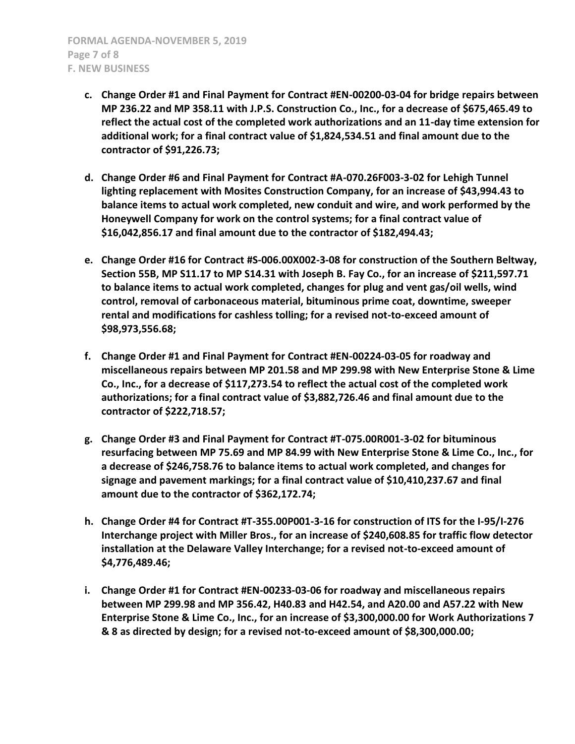c. **Change Order #1 and Final Payment for Contract #EN-00200-03-04 for bridge repairs between MP 236.22 and MP 358.11 with J.P.S. Construction Co., Inc., for a decrease of $675,465.49 to reflect the actual cost of the completed work authorizations and an 11-day time extension for additional work; for a final contract value of $1,824,534.51 and final amount due to the contractor of $91,226.73;**

d. **Change Order #6 and Final Payment for Contract #A-070.26F003-3-02 for Lehigh Tunnel lighting replacement with Mosites Construction Company, for an increase of $43,994.43 to balance items to actual work completed, new conduit and wire, and work performed by the Honeywell Company for work on the control systems; for a final contract value of $16,042,856.17 and final amount due to the contractor of $182,494.43;**

e. **Change Order #16 for Contract #S-006.00X002-3-08 for construction of the Southern Beltway, Section 55B, MP S11.17 to MP S14.31 with Joseph B. Fay Co., for an increase of $211,597.71 to balance items to actual work completed, changes for plug and vent gas/oil wells, wind control, removal of carbonaceous material, bituminous prime coat, downtime, sweeper rental and modifications for cashless tolling; for a revised not-to-exceed amount of $98,973,556.68;**

f. **Change Order #1 and Final Payment for Contract #EN-00224-03-05 for roadway and miscellaneous repairs between MP 201.58 and MP 299.98 with New Enterprise Stone & Lime Co., Inc., for a decrease of $117,273.54 to reflect the actual cost of the completed work authorizations; for a final contract value of $3,882,726.46 and final amount due to the contractor of $222,718.57;**

g. **Change Order #3 and Final Payment for Contract #T-075.00R001-3-02 for bituminous resurfacing between MP 75.69 and MP 84.99 with New Enterprise Stone & Lime Co., Inc., for a decrease of $246,758.76 to balance items to actual work completed, and changes for signage and pavement markings; for a final contract value of $10,410,237.67 and final amount due to the contractor of $362,172.74;**

h. **Change Order #4 for Contract #T-355.00P001-3-16 for construction of ITS for the I-95/I-276 Interchange project with Miller Bros., for an increase of $240,608.85 for traffic flow detector installation at the Delaware Valley Interchange; for a revised not-to-exceed amount of $4,776,489.46;**

i. **Change Order #1 for Contract #EN-00233-03-06 for roadway and miscellaneous repairs between MP 299.98 and MP 356.42, H40.83 and H42.54, and A20.00 and A57.22 with New Enterprise Stone & Lime Co., Inc., for an increase of $3,300,000.00 for Work Authorizations 7 & 8 as directed by design; for a revised not-to-exceed amount of $8,300,000.00;**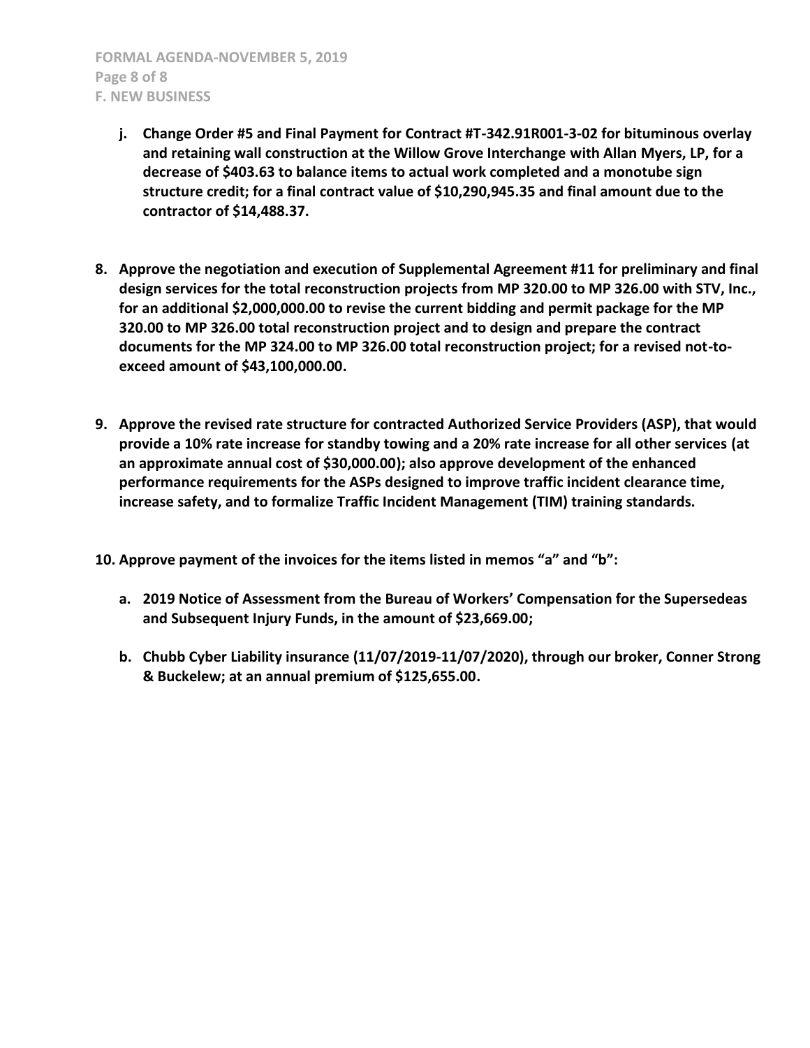**j. Change Order #5 and Final Payment for Contract #T-342.91R001-3-02 for bituminous overlay and retaining wall construction at the Willow Grove Interchange with Allan Myers, LP, for a decrease of $403.63 to balance items to actual work completed and a monotube sign structure credit; for a final contract value of $10,290,945.35 and final amount due to the contractor of $14,488.37.**

**8. Approve the negotiation and execution of Supplemental Agreement #11 for preliminary and final design services for the total reconstruction projects from MP 320.00 to MP 326.00 with STV, Inc., for an additional $2,000,000.00 to revise the current bidding and permit package for the MP 320.00 to MP 326.00 total reconstruction project and to design and prepare the contract documents for the MP 324.00 to MP 326.00 total reconstruction project; for a revised not-to-exceed amount of $43,100,000.00.**

**9. Approve the revised rate structure for contracted Authorized Service Providers (ASP), that would provide a 10% rate increase for standby towing and a 20% rate increase for all other services (at an approximate annual cost of $30,000.00); also approve development of the enhanced performance requirements for the ASPs designed to improve traffic incident clearance time, increase safety, and to formalize Traffic Incident Management (TIM) training standards.**

**10. Approve payment of the invoices for the items listed in memos "a" and "b":**

**a. 2019 Notice of Assessment from the Bureau of Workers' Compensation for the Supersedeas and Subsequent Injury Funds, in the amount of $23,669.00;**

**b. Chubb Cyber Liability insurance (11/07/2019-11/07/2020), through our broker, Conner Strong & Buckelew; at an annual premium of $125,655.00.**